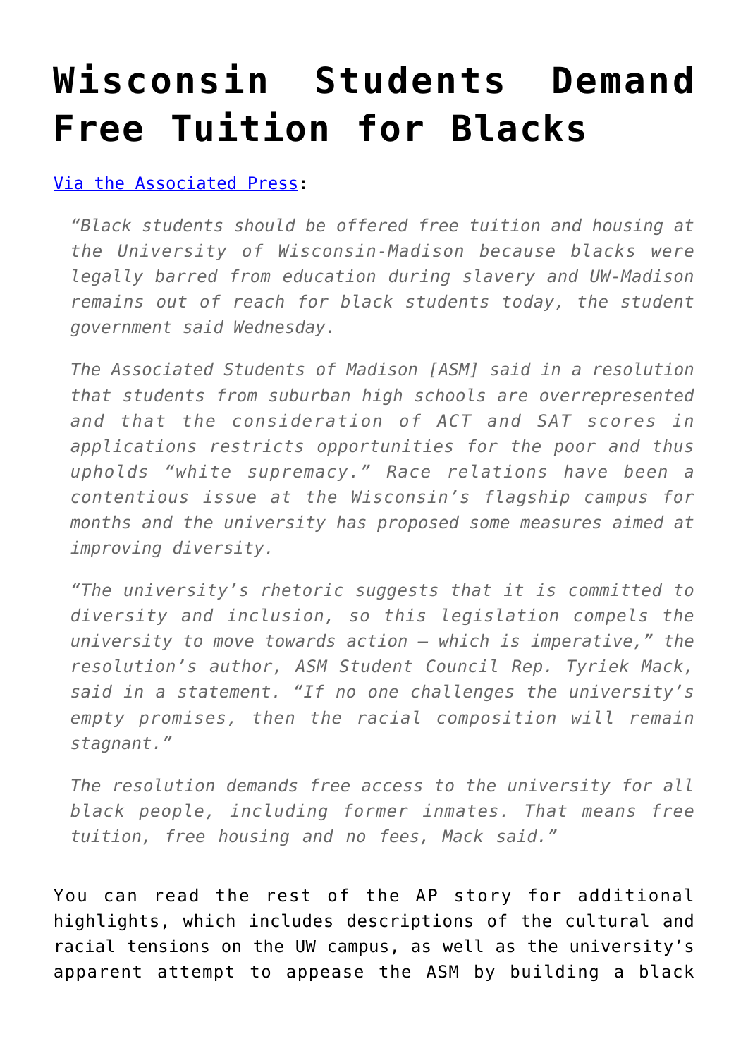# Wisconsin Students Demand Free Tuition for Blacks

[Via the Associated Press](#):

> *"Black students should be offered free tuition and housing at the University of Wisconsin-Madison because blacks were legally barred from education during slavery and UW-Madison remains out of reach for black students today, the student government said Wednesday.*
>
> *The Associated Students of Madison [ASM] said in a resolution that students from suburban high schools are overrepresented and that the consideration of ACT and SAT scores in applications restricts opportunities for the poor and thus upholds "white supremacy." Race relations have been a contentious issue at the Wisconsin's flagship campus for months and the university has proposed some measures aimed at improving diversity.*
>
> *"The university's rhetoric suggests that it is committed to diversity and inclusion, so this legislation compels the university to move towards action – which is imperative," the resolution's author, ASM Student Council Rep. Tyriek Mack, said in a statement. "If no one challenges the university's empty promises, then the racial composition will remain stagnant."*
>
> *The resolution demands free access to the university for all black people, including former inmates. That means free tuition, free housing and no fees, Mack said."*

You can read the rest of the AP story for additional highlights, which includes descriptions of the cultural and racial tensions on the UW campus, as well as the university's apparent attempt to appease the ASM by building a black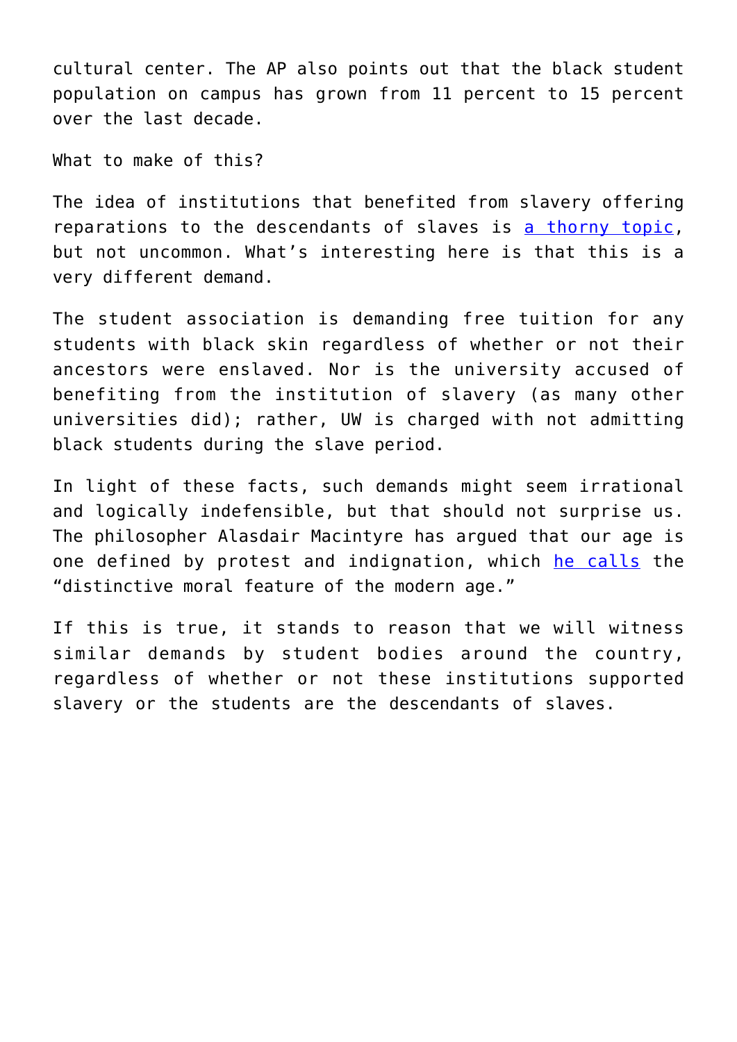cultural center. The AP also points out that the black student population on campus has grown from 11 percent to 15 percent over the last decade.

What to make of this?

The idea of institutions that benefited from slavery offering reparations to the descendants of slaves is a thorny topic, but not uncommon. What's interesting here is that this is a very different demand.

The student association is demanding free tuition for any students with black skin regardless of whether or not their ancestors were enslaved. Nor is the university accused of benefiting from the institution of slavery (as many other universities did); rather, UW is charged with not admitting black students during the slave period.

In light of these facts, such demands might seem irrational and logically indefensible, but that should not surprise us. The philosopher Alasdair Macintyre has argued that our age is one defined by protest and indignation, which he calls the "distinctive moral feature of the modern age."

If this is true, it stands to reason that we will witness similar demands by student bodies around the country, regardless of whether or not these institutions supported slavery or the students are the descendants of slaves.